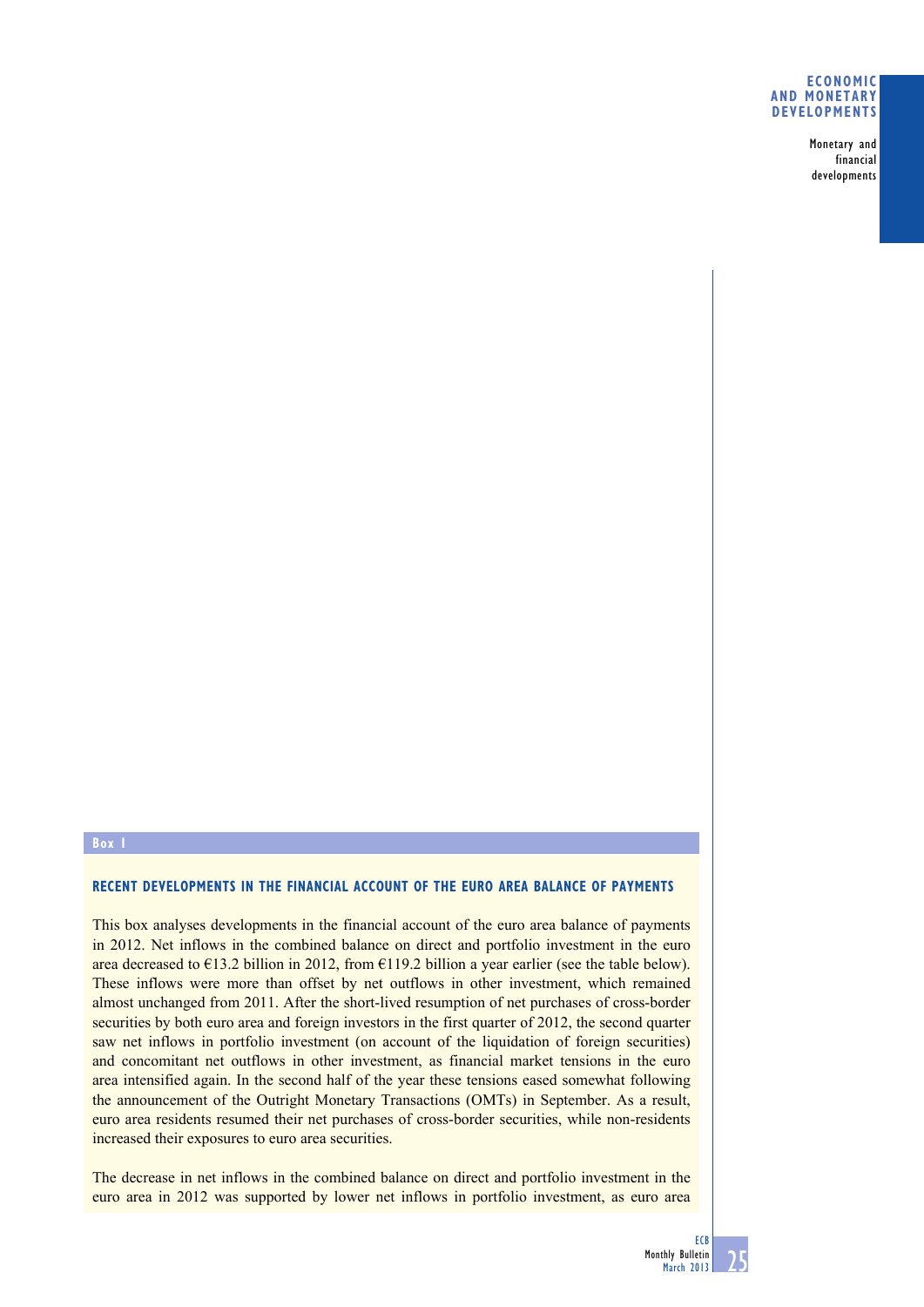## Box 1

### RECENT DEVELOPMENTS IN THE FINANCIAL ACCOUNT OF THE EURO AREA BALANCE OF PAYMENTS

This box analyses developments in the financial account of the euro area balance of payments in 2012. Net inflows in the combined balance on direct and portfolio investment in the euro area decreased to €13.2 billion in 2012, from €119.2 billion a year earlier (see the table below). These inflows were more than offset by net outflows in other investment, which remained almost unchanged from 2011. After the short-lived resumption of net purchases of cross-border securities by both euro area and foreign investors in the first quarter of 2012, the second quarter saw net inflows in portfolio investment (on account of the liquidation of foreign securities) and concomitant net outflows in other investment, as financial market tensions in the euro area intensified again. In the second half of the year these tensions eased somewhat following the announcement of the Outright Monetary Transactions (OMTs) in September. As a result, euro area residents resumed their net purchases of cross-border securities, while non-residents increased their exposures to euro area securities.

The decrease in net inflows in the combined balance on direct and portfolio investment in the euro area in 2012 was supported by lower net inflows in portfolio investment, as euro area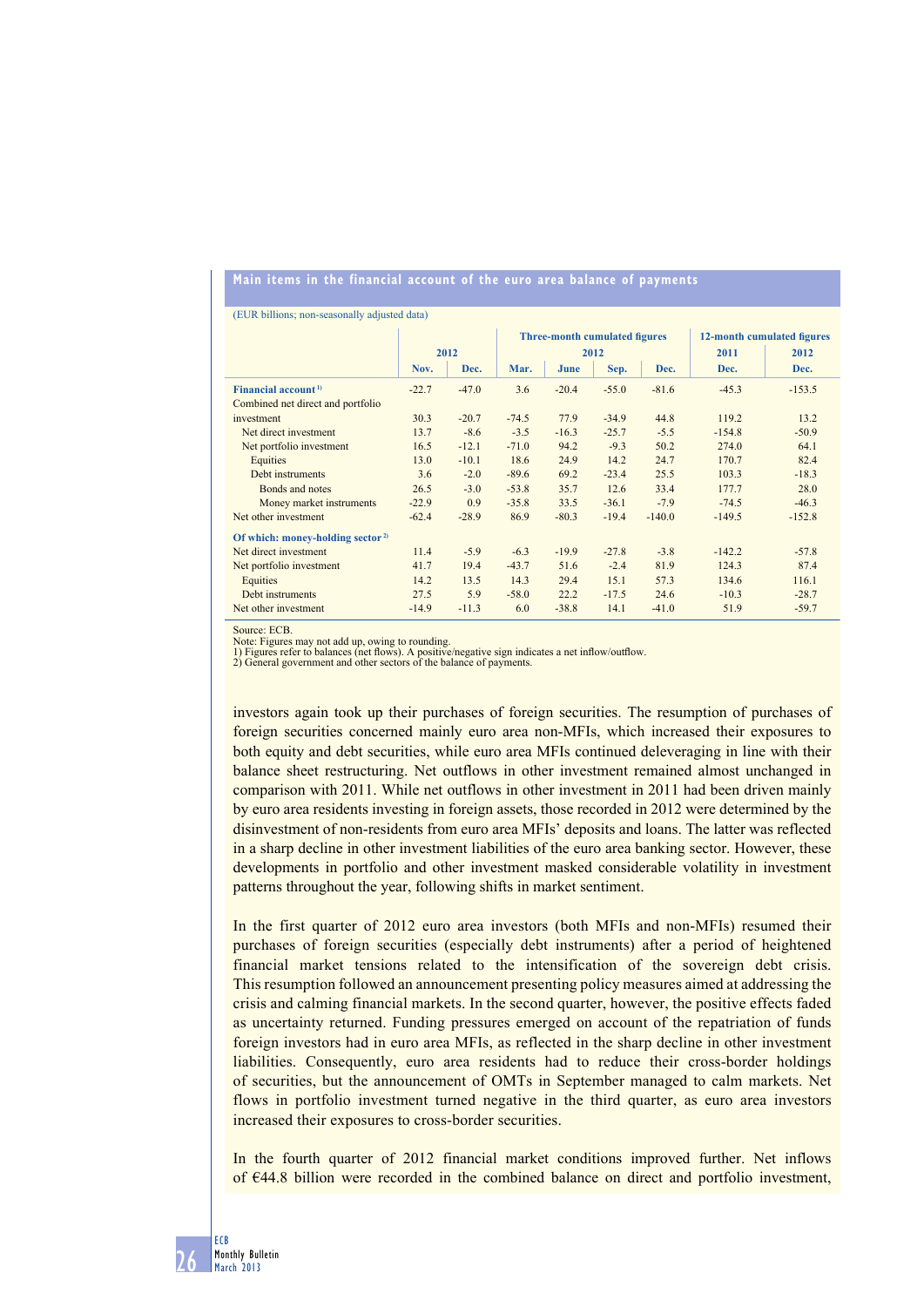**Main items in the financial account of the euro area balance of payments**

(EUR billions; non-seasonally adjusted data)

| | 2012 | | Three-month cumulated figures 2012 | | | | 12-month cumulated figures | |
|---|---|---|---|---|---|---|---|---|
| | Nov. | Dec. | Mar. | June | Sep. | Dec. | 2011 Dec. | 2012 Dec. |
| **Financial account** [1] | -22.7 | -47.0 | 3.6 | -20.4 | -55.0 | -81.6 | -45.3 | -153.5 |
| Combined net direct and portfolio investment | 30.3 | -20.7 | -74.5 | 77.9 | -34.9 | 44.8 | 119.2 | 13.2 |
| Net direct investment | 13.7 | -8.6 | -3.5 | -16.3 | -25.7 | -5.5 | -154.8 | -50.9 |
| Net portfolio investment | 16.5 | -12.1 | -71.0 | 94.2 | -9.3 | 50.2 | 274.0 | 64.1 |
| Equities | 13.0 | -10.1 | 18.6 | 24.9 | 14.2 | 24.7 | 170.7 | 82.4 |
| Debt instruments | 3.6 | -2.0 | -89.6 | 69.2 | -23.4 | 25.5 | 103.3 | -18.3 |
| Bonds and notes | 26.5 | -3.0 | -53.8 | 35.7 | 12.6 | 33.4 | 177.7 | 28.0 |
| Money market instruments | -22.9 | 0.9 | -35.8 | 33.5 | -36.1 | -7.9 | -74.5 | -46.3 |
| Net other investment | -62.4 | -28.9 | 86.9 | -80.3 | -19.4 | -140.0 | -149.5 | -152.8 |
| **Of which: money-holding sector** [2] | | | | | | | | |
| Net direct investment | 11.4 | -5.9 | -6.3 | -19.9 | -27.8 | -3.8 | -142.2 | -57.8 |
| Net portfolio investment | 41.7 | 19.4 | -43.7 | 51.6 | -2.4 | 81.9 | 124.3 | 87.4 |
| Equities | 14.2 | 13.5 | 14.3 | 29.4 | 15.1 | 57.3 | 134.6 | 116.1 |
| Debt instruments | 27.5 | 5.9 | -58.0 | 22.2 | -17.5 | 24.6 | -10.3 | -28.7 |
| Net other investment | -14.9 | -11.3 | 6.0 | -38.8 | 14.1 | -41.0 | 51.9 | -59.7 |

Source: ECB.
Note: Figures may not add up, owing to rounding.
1) Figures refer to balances (net flows). A positive/negative sign indicates a net inflow/outflow.
2) General government and other sectors of the balance of payments.

investors again took up their purchases of foreign securities. The resumption of purchases of foreign securities concerned mainly euro area non-MFIs, which increased their exposures to both equity and debt securities, while euro area MFIs continued deleveraging in line with their balance sheet restructuring. Net outflows in other investment remained almost unchanged in comparison with 2011. While net outflows in other investment in 2011 had been driven mainly by euro area residents investing in foreign assets, those recorded in 2012 were determined by the disinvestment of non-residents from euro area MFIs' deposits and loans. The latter was reflected in a sharp decline in other investment liabilities of the euro area banking sector. However, these developments in portfolio and other investment masked considerable volatility in investment patterns throughout the year, following shifts in market sentiment.

In the first quarter of 2012 euro area investors (both MFIs and non-MFIs) resumed their purchases of foreign securities (especially debt instruments) after a period of heightened financial market tensions related to the intensification of the sovereign debt crisis. This resumption followed an announcement presenting policy measures aimed at addressing the crisis and calming financial markets. In the second quarter, however, the positive effects faded as uncertainty returned. Funding pressures emerged on account of the repatriation of funds foreign investors had in euro area MFIs, as reflected in the sharp decline in other investment liabilities. Consequently, euro area residents had to reduce their cross-border holdings of securities, but the announcement of OMTs in September managed to calm markets. Net flows in portfolio investment turned negative in the third quarter, as euro area investors increased their exposures to cross-border securities.

In the fourth quarter of 2012 financial market conditions improved further. Net inflows of €44.8 billion were recorded in the combined balance on direct and portfolio investment,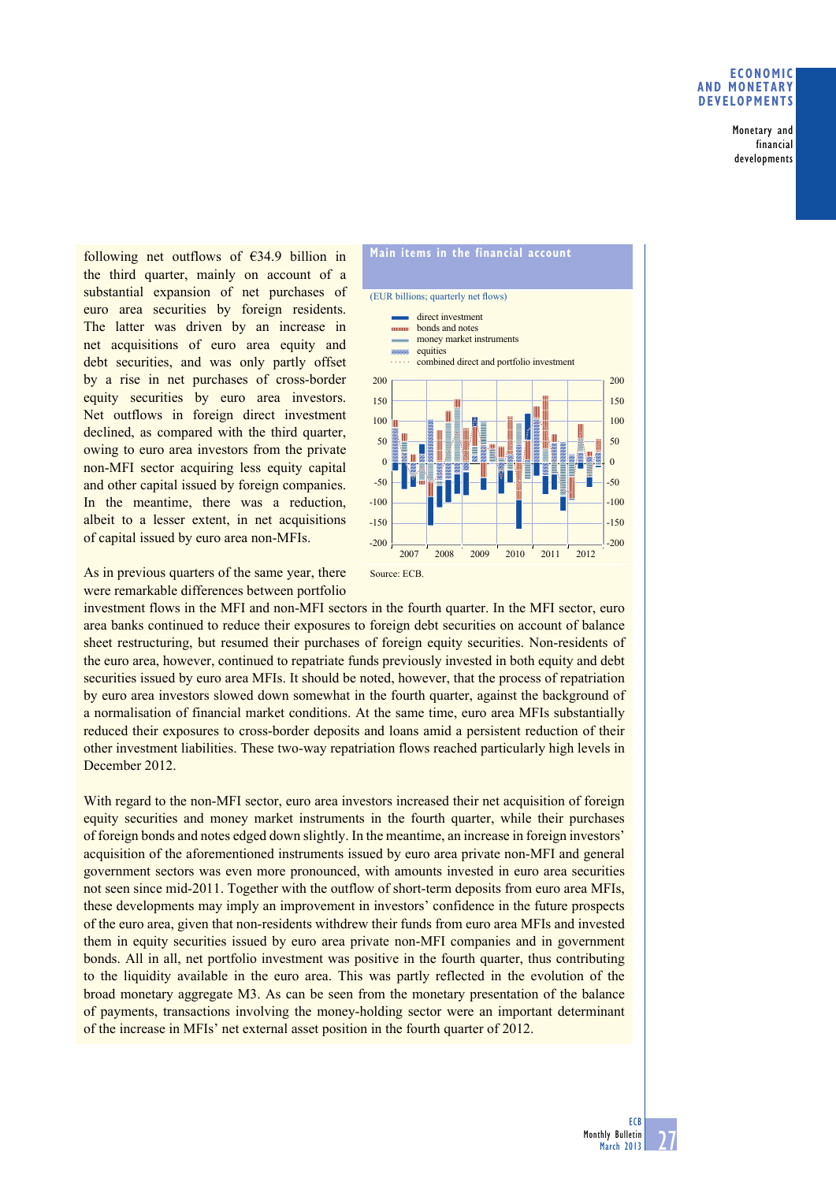following net outflows of €34.9 billion in the third quarter, mainly on account of a substantial expansion of net purchases of euro area securities by foreign residents. The latter was driven by an increase in net acquisitions of euro area equity and debt securities, and was only partly offset by a rise in net purchases of cross-border equity securities by euro area investors. Net outflows in foreign direct investment declined, as compared with the third quarter, owing to euro area investors from the private non-MFI sector acquiring less equity capital and other capital issued by foreign companies. In the meantime, there was a reduction, albeit to a lesser extent, in net acquisitions of capital issued by euro area non-MFIs.

**Main items in the financial account**

(EUR billions; quarterly net flows)

direct investment
bonds and notes
money market instruments
equities
combined direct and portfolio investment

200
150
100
50
0
-50
-100
-150
-200

2007
2008
2009
2010
2011
2012

Source: ECB.

As in previous quarters of the same year, there were remarkable differences between portfolio investment flows in the MFI and non-MFI sectors in the fourth quarter. In the MFI sector, euro area banks continued to reduce their exposures to foreign debt securities on account of balance sheet restructuring, but resumed their purchases of foreign equity securities. Non-residents of the euro area, however, continued to repatriate funds previously invested in both equity and debt securities issued by euro area MFIs. It should be noted, however, that the process of repatriation by euro area investors slowed down somewhat in the fourth quarter, against the background of a normalisation of financial market conditions. At the same time, euro area MFIs substantially reduced their exposures to cross-border deposits and loans amid a persistent reduction of their other investment liabilities. These two-way repatriation flows reached particularly high levels in December 2012.

With regard to the non-MFI sector, euro area investors increased their net acquisition of foreign equity securities and money market instruments in the fourth quarter, while their purchases of foreign bonds and notes edged down slightly. In the meantime, an increase in foreign investors' acquisition of the aforementioned instruments issued by euro area private non-MFI and general government sectors was even more pronounced, with amounts invested in euro area securities not seen since mid-2011. Together with the outflow of short-term deposits from euro area MFIs, these developments may imply an improvement in investors' confidence in the future prospects of the euro area, given that non-residents withdrew their funds from euro area MFIs and invested them in equity securities issued by euro area private non-MFI companies and in government bonds. All in all, net portfolio investment was positive in the fourth quarter, thus contributing to the liquidity available in the euro area. This was partly reflected in the evolution of the broad monetary aggregate M3. As can be seen from the monetary presentation of the balance of payments, transactions involving the money-holding sector were an important determinant of the increase in MFIs' net external asset position in the fourth quarter of 2012.